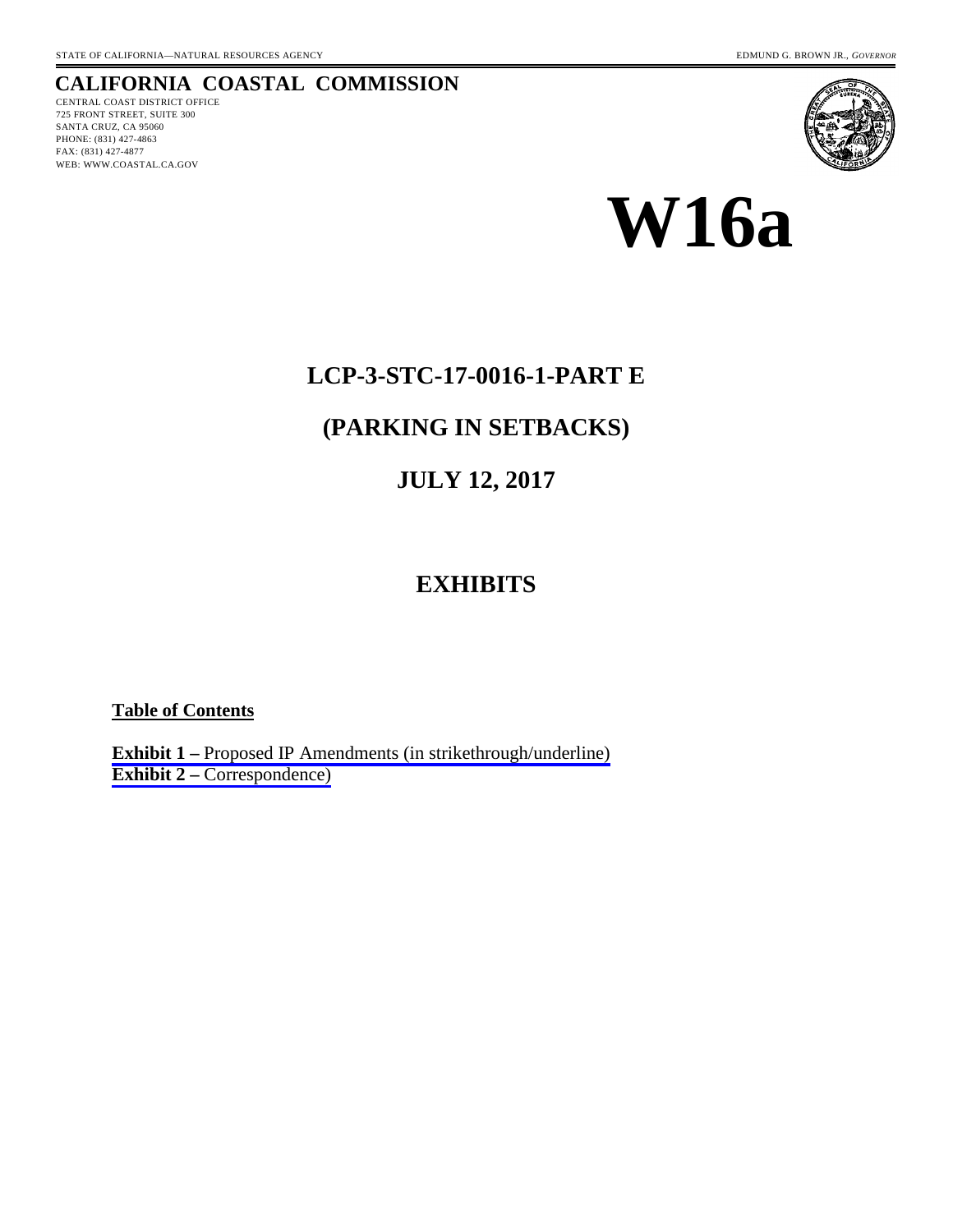STATE OF CALIFORNIA—NATURAL RESOURCES AGENCY EDMUND G. BROWN JR., *GOVERNOR*

**CALIFORNIA COASTAL COMMISSION**
CENTRAL COAST DISTRICT OFFICE
725 FRONT STREET, SUITE 300
SANTA CRUZ, CA 95060
PHONE: (831) 427-4863
FAX: (831) 427-4877
WEB: WWW.COASTAL.CA.GOV

# W16a

## LCP-3-STC-17-0016-1-PART E

## (PARKING IN SETBACKS)

## JULY 12, 2017

## EXHIBITS

**Table of Contents**

**Exhibit 1 –** Proposed IP Amendments (in strikethrough/underline)
**Exhibit 2 –** Correspondence)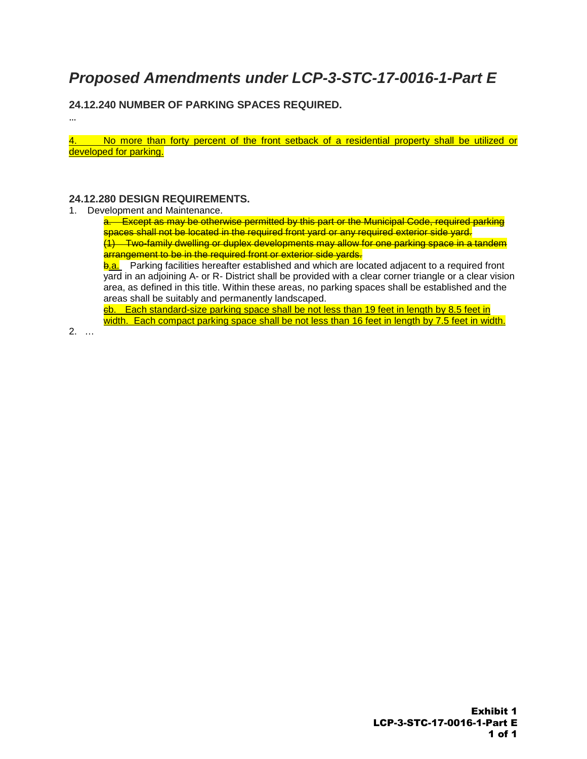# *Proposed Amendments under LCP-3-STC-17-0016-1-Part E*

### 24.12.240 NUMBER OF PARKING SPACES REQUIRED.

...

<u>4. No more than forty percent of the front setback of a residential property shall be utilized or developed for parking.</u>

### 24.12.280 DESIGN REQUIREMENTS.

1. Development and Maintenance.

   ~~a. Except as may be otherwise permitted by this part or the Municipal Code, required parking spaces shall not be located in the required front yard or any required exterior side yard.~~

   ~~(1) Two-family dwelling or duplex developments may allow for one parking space in a tandem arrangement to be in the required front or exterior side yards.~~

   ~~b.~~<u>a.</u> Parking facilities hereafter established and which are located adjacent to a required front yard in an adjoining A- or R- District shall be provided with a clear corner triangle or a clear vision area, as defined in this title. Within these areas, no parking spaces shall be established and the areas shall be suitably and permanently landscaped.

   ~~c~~<u>b. Each standard-size parking space shall be not less than 19 feet in length by 8.5 feet in width. Each compact parking space shall be not less than 16 feet in length by 7.5 feet in width.</u>

2. …

**Exhibit 1**
**LCP-3-STC-17-0016-1-Part E**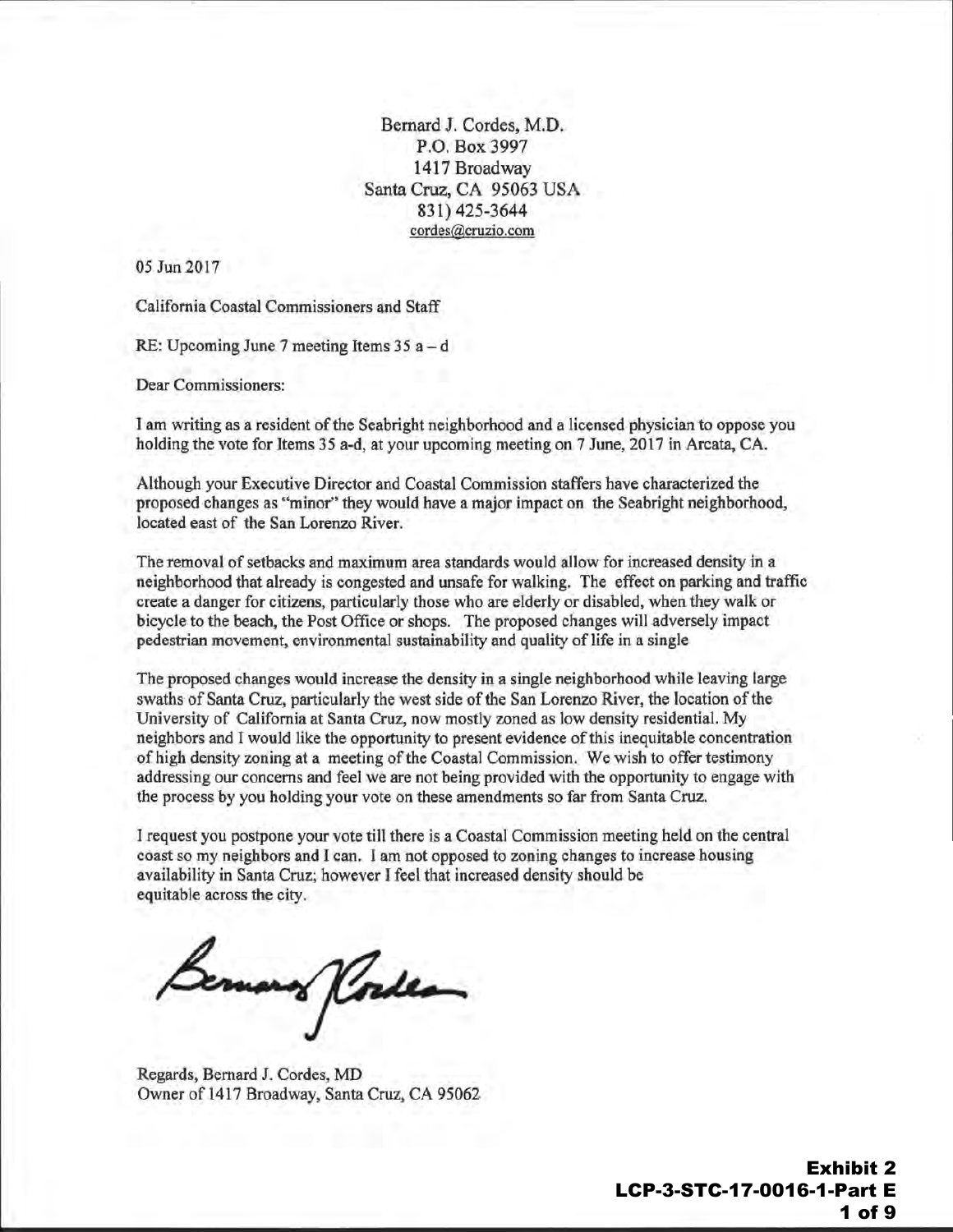Bernard J. Cordes, M.D.
P.O. Box 3997
1417 Broadway
Santa Cruz, CA 95063 USA
831) 425-3644
cordes@cruzio.com

05 Jun 2017

California Coastal Commissioners and Staff

RE: Upcoming June 7 meeting Items 35 a – d

Dear Commissioners:

I am writing as a resident of the Seabright neighborhood and a licensed physician to oppose you holding the vote for Items 35 a-d, at your upcoming meeting on 7 June, 2017 in Arcata, CA.

Although your Executive Director and Coastal Commission staffers have characterized the proposed changes as "minor" they would have a major impact on the Seabright neighborhood, located east of the San Lorenzo River.

The removal of setbacks and maximum area standards would allow for increased density in a neighborhood that already is congested and unsafe for walking. The effect on parking and traffic create a danger for citizens, particularly those who are elderly or disabled, when they walk or bicycle to the beach, the Post Office or shops. The proposed changes will adversely impact pedestrian movement, environmental sustainability and quality of life in a single

The proposed changes would increase the density in a single neighborhood while leaving large swaths of Santa Cruz, particularly the west side of the San Lorenzo River, the location of the University of California at Santa Cruz, now mostly zoned as low density residential. My neighbors and I would like the opportunity to present evidence of this inequitable concentration of high density zoning at a meeting of the Coastal Commission. We wish to offer testimony addressing our concerns and feel we are not being provided with the opportunity to engage with the process by you holding your vote on these amendments so far from Santa Cruz.

I request you postpone your vote till there is a Coastal Commission meeting held on the central coast so my neighbors and I can. I am not opposed to zoning changes to increase housing availability in Santa Cruz; however I feel that increased density should be equitable across the city.

Regards, Bernard J. Cordes, MD
Owner of 1417 Broadway, Santa Cruz, CA 95062

**Exhibit 2**
**LCP-3-STC-17-0016-1-Part E**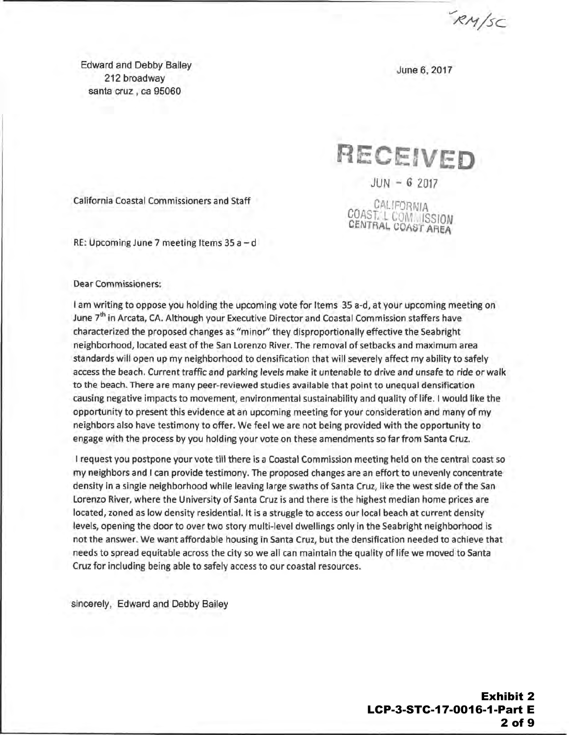RM/SC

Edward and Debby Bailey
212 broadway
santa cruz , ca 95060

June 6, 2017

**RECEIVED**

JUN - 6 2017

CALIFORNIA
COASTAL COMMISSION
CENTRAL COAST AREA

California Coastal Commissioners and Staff

RE: Upcoming June 7 meeting Items 35 a – d

Dear Commissioners:

I am writing to oppose you holding the upcoming vote for Items 35 a-d, at your upcoming meeting on June 7th in Arcata, CA. Although your Executive Director and Coastal Commission staffers have characterized the proposed changes as "minor" they disproportionally effective the Seabright neighborhood, located east of the San Lorenzo River. The removal of setbacks and maximum area standards will open up my neighborhood to densification that will severely affect my ability to safely access the beach. Current traffic and parking levels make it untenable to drive and unsafe to ride or walk to the beach. There are many peer-reviewed studies available that point to unequal densification causing negative impacts to movement, environmental sustainability and quality of life. I would like the opportunity to present this evidence at an upcoming meeting for your consideration and many of my neighbors also have testimony to offer. We feel we are not being provided with the opportunity to engage with the process by you holding your vote on these amendments so far from Santa Cruz.

I request you postpone your vote till there is a Coastal Commission meeting held on the central coast so my neighbors and I can provide testimony. The proposed changes are an effort to unevenly concentrate density in a single neighborhood while leaving large swaths of Santa Cruz, like the west side of the San Lorenzo River, where the University of Santa Cruz is and there is the highest median home prices are located, zoned as low density residential. It is a struggle to access our local beach at current density levels, opening the door to over two story multi-level dwellings only in the Seabright neighborhood is not the answer. We want affordable housing in Santa Cruz, but the densification needed to achieve that needs to spread equitable across the city so we all can maintain the quality of life we moved to Santa Cruz for including being able to safely access to our coastal resources.

sincerely, Edward and Debby Bailey

**Exhibit 2**
**LCP-3-STC-17-0016-1-Part E**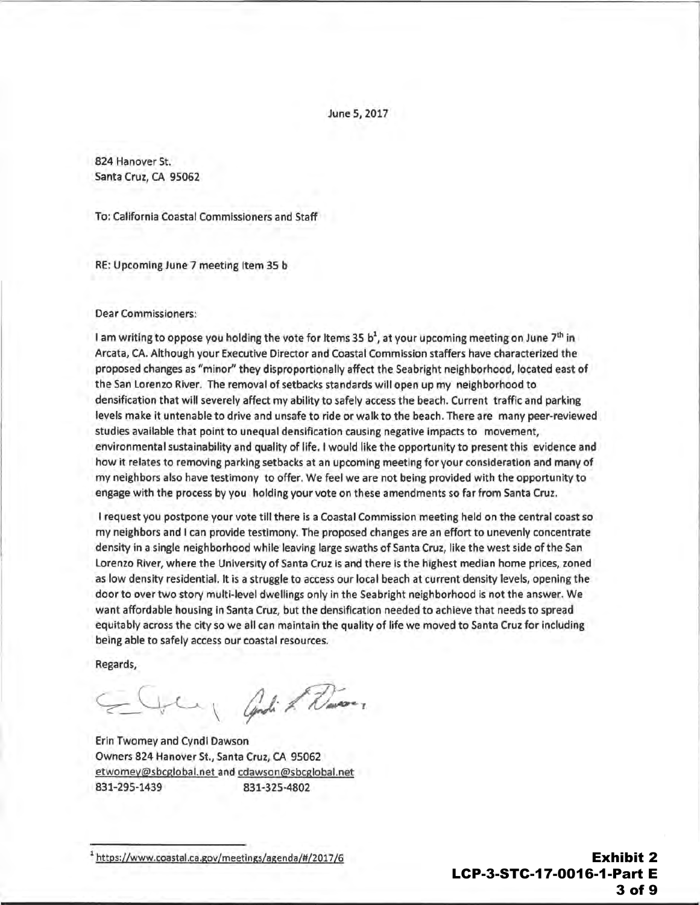June 5, 2017

824 Hanover St.
Santa Cruz, CA 95062

To: California Coastal Commissioners and Staff

RE: Upcoming June 7 meeting Item 35 b

Dear Commissioners:

I am writing to oppose you holding the vote for Items 35 b[1], at your upcoming meeting on June 7th in Arcata, CA. Although your Executive Director and Coastal Commission staffers have characterized the proposed changes as "minor" they disproportionally affect the Seabright neighborhood, located east of the San Lorenzo River. The removal of setbacks standards will open up my neighborhood to densification that will severely affect my ability to safely access the beach. Current traffic and parking levels make it untenable to drive and unsafe to ride or walk to the beach. There are many peer-reviewed studies available that point to unequal densification causing negative impacts to movement, environmental sustainability and quality of life. I would like the opportunity to present this evidence and how it relates to removing parking setbacks at an upcoming meeting for your consideration and many of my neighbors also have testimony to offer. We feel we are not being provided with the opportunity to engage with the process by you holding your vote on these amendments so far from Santa Cruz.

I request you postpone your vote till there is a Coastal Commission meeting held on the central coast so my neighbors and I can provide testimony. The proposed changes are an effort to unevenly concentrate density in a single neighborhood while leaving large swaths of Santa Cruz, like the west side of the San Lorenzo River, where the University of Santa Cruz is and there is the highest median home prices, zoned as low density residential. It is a struggle to access our local beach at current density levels, opening the door to over two story multi-level dwellings only in the Seabright neighborhood is not the answer. We want affordable housing in Santa Cruz, but the densification needed to achieve that needs to spread equitably across the city so we all can maintain the quality of life we moved to Santa Cruz for including being able to safely access our coastal resources.

Regards,

Erin Twomey and Cyndi Dawson
Owners 824 Hanover St., Santa Cruz, CA 95062
etwomey@sbcglobal.net and cdawson@sbcglobal.net
831-295-1439 831-325-4802

[1] https://www.coastal.ca.gov/meetings/agenda/#/2017/6

**Exhibit 2**
**LCP-3-STC-17-0016-1-Part E**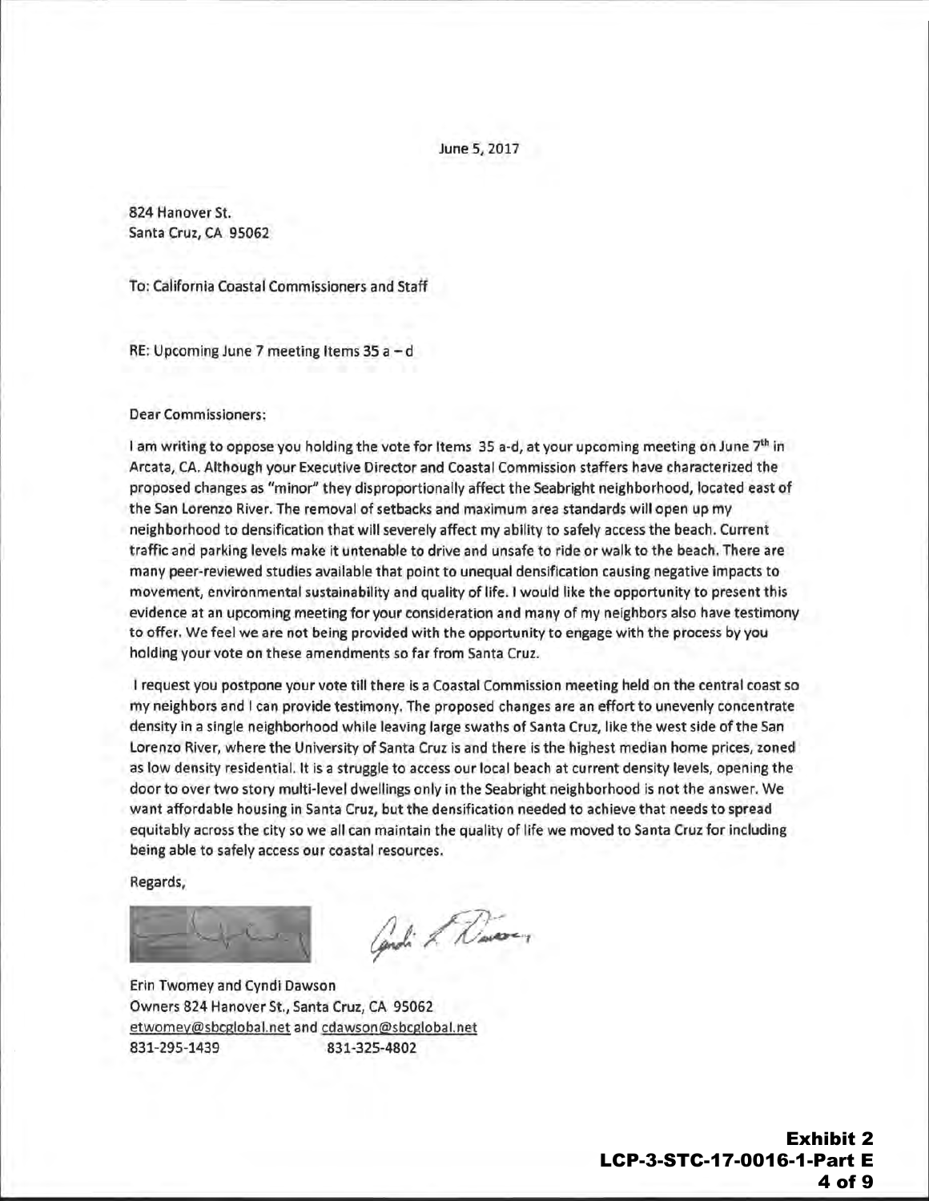June 5, 2017

824 Hanover St.
Santa Cruz, CA 95062

To: California Coastal Commissioners and Staff

RE: Upcoming June 7 meeting Items 35 a – d

Dear Commissioners:

I am writing to oppose you holding the vote for Items 35 a-d, at your upcoming meeting on June 7th in Arcata, CA. Although your Executive Director and Coastal Commission staffers have characterized the proposed changes as "minor" they disproportionally affect the Seabright neighborhood, located east of the San Lorenzo River. The removal of setbacks and maximum area standards will open up my neighborhood to densification that will severely affect my ability to safely access the beach. Current traffic and parking levels make it untenable to drive and unsafe to ride or walk to the beach. There are many peer-reviewed studies available that point to unequal densification causing negative impacts to movement, environmental sustainability and quality of life. I would like the opportunity to present this evidence at an upcoming meeting for your consideration and many of my neighbors also have testimony to offer. We feel we are not being provided with the opportunity to engage with the process by you holding your vote on these amendments so far from Santa Cruz.

I request you postpone your vote till there is a Coastal Commission meeting held on the central coast so my neighbors and I can provide testimony. The proposed changes are an effort to unevenly concentrate density in a single neighborhood while leaving large swaths of Santa Cruz, like the west side of the San Lorenzo River, where the University of Santa Cruz is and there is the highest median home prices, zoned as low density residential. It is a struggle to access our local beach at current density levels, opening the door to over two story multi-level dwellings only in the Seabright neighborhood is not the answer. We want affordable housing in Santa Cruz, but the densification needed to achieve that needs to spread equitably across the city so we all can maintain the quality of life we moved to Santa Cruz for including being able to safely access our coastal resources.

Regards,

Erin Twomey and Cyndi Dawson
Owners 824 Hanover St., Santa Cruz, CA 95062
etwomey@sbcglobal.net and cdawson@sbcglobal.net
831-295-1439 831-325-4802

**Exhibit 2**
**LCP-3-STC-17-0016-1-Part E**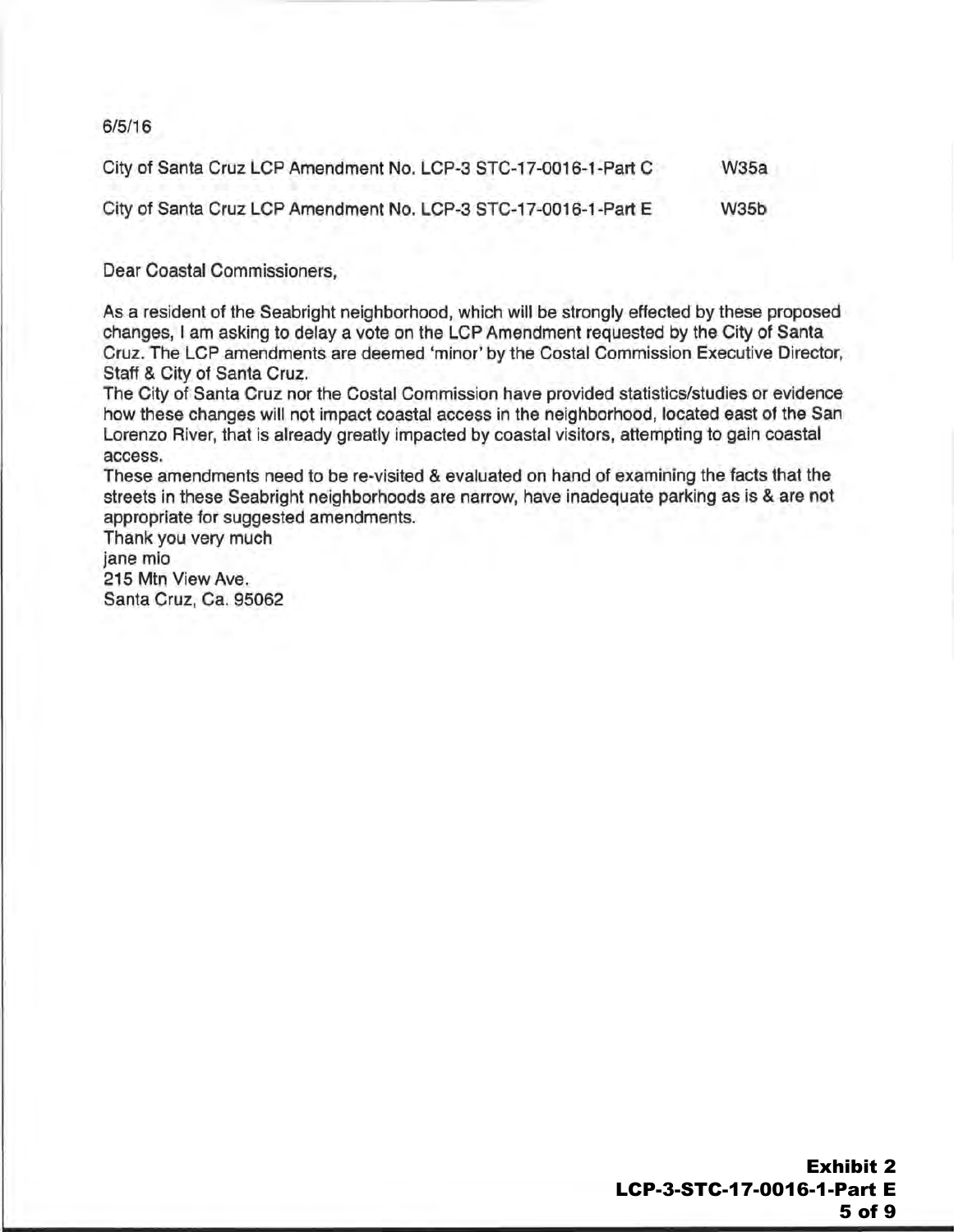6/5/16

City of Santa Cruz LCP Amendment No. LCP-3 STC-17-0016-1-Part C W35a

City of Santa Cruz LCP Amendment No. LCP-3 STC-17-0016-1-Part E W35b

Dear Coastal Commissioners,

As a resident of the Seabright neighborhood, which will be strongly effected by these proposed changes, I am asking to delay a vote on the LCP Amendment requested by the City of Santa Cruz. The LCP amendments are deemed 'minor' by the Costal Commission Executive Director, Staff & City of Santa Cruz.

The City of Santa Cruz nor the Costal Commission have provided statistics/studies or evidence how these changes will not impact coastal access in the neighborhood, located east of the San Lorenzo River, that is already greatly impacted by coastal visitors, attempting to gain coastal access.

These amendments need to be re-visited & evaluated on hand of examining the facts that the streets in these Seabright neighborhoods are narrow, have inadequate parking as is & are not appropriate for suggested amendments.

Thank you very much

jane mio

215 Mtn View Ave.

Santa Cruz, Ca. 95062

**Exhibit 2**

**LCP-3-STC-17-0016-1-Part E**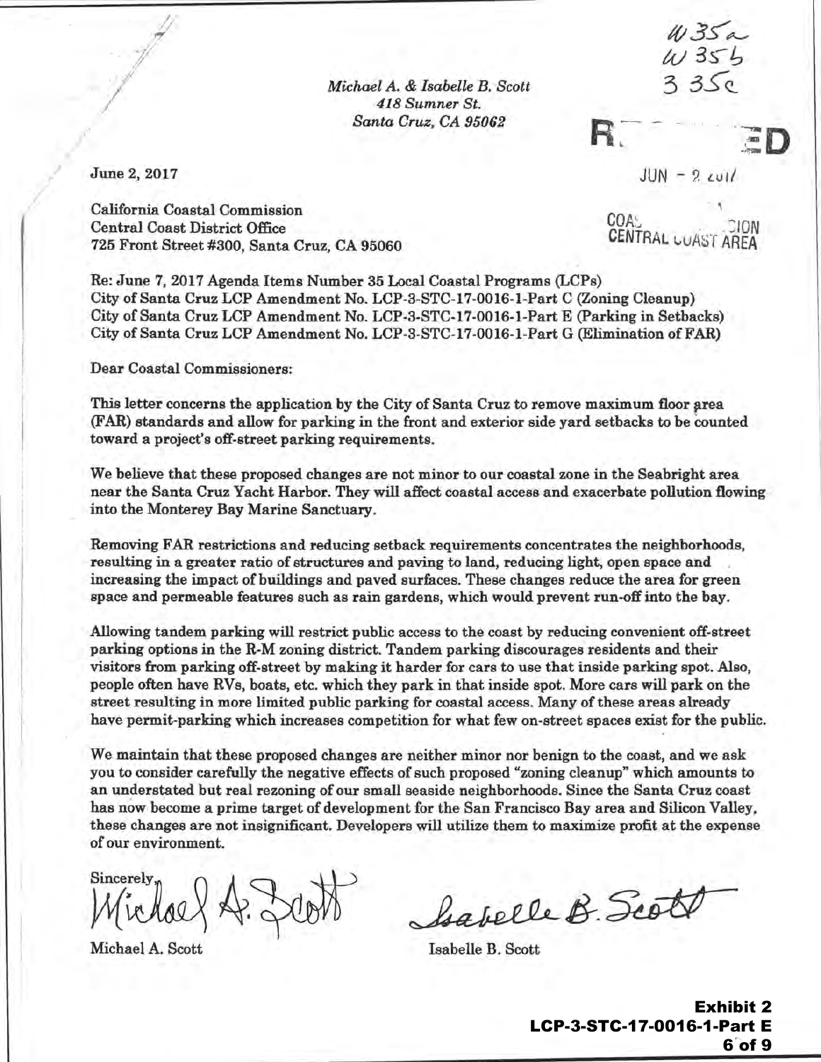W35a
W35b
35c

*Michael A. & Isabelle B. Scott*
*418 Sumner St.*
*Santa Cruz, CA 95062*

RECEIVED

JUN - 2 2017

COASTAL COMMISSION
CENTRAL COAST AREA

June 2, 2017

California Coastal Commission
Central Coast District Office
725 Front Street #300, Santa Cruz, CA 95060

Re: June 7, 2017 Agenda Items Number 35 Local Coastal Programs (LCPs)
City of Santa Cruz LCP Amendment No. LCP-3-STC-17-0016-1-Part C (Zoning Cleanup)
City of Santa Cruz LCP Amendment No. LCP-3-STC-17-0016-1-Part E (Parking in Setbacks)
City of Santa Cruz LCP Amendment No. LCP-3-STC-17-0016-1-Part G (Elimination of FAR)

Dear Coastal Commissioners:

This letter concerns the application by the City of Santa Cruz to remove maximum floor area (FAR) standards and allow for parking in the front and exterior side yard setbacks to be counted toward a project's off-street parking requirements.

We believe that these proposed changes are not minor to our coastal zone in the Seabright area near the Santa Cruz Yacht Harbor. They will affect coastal access and exacerbate pollution flowing into the Monterey Bay Marine Sanctuary.

Removing FAR restrictions and reducing setback requirements concentrates the neighborhoods, resulting in a greater ratio of structures and paving to land, reducing light, open space and increasing the impact of buildings and paved surfaces. These changes reduce the area for green space and permeable features such as rain gardens, which would prevent run-off into the bay.

Allowing tandem parking will restrict public access to the coast by reducing convenient off-street parking options in the R-M zoning district. Tandem parking discourages residents and their visitors from parking off-street by making it harder for cars to use that inside parking spot. Also, people often have RVs, boats, etc. which they park in that inside spot. More cars will park on the street resulting in more limited public parking for coastal access. Many of these areas already have permit-parking which increases competition for what few on-street spaces exist for the public.

We maintain that these proposed changes are neither minor nor benign to the coast, and we ask you to consider carefully the negative effects of such proposed "zoning cleanup" which amounts to an understated but real rezoning of our small seaside neighborhoods. Since the Santa Cruz coast has now become a prime target of development for the San Francisco Bay area and Silicon Valley, these changes are not insignificant. Developers will utilize them to maximize profit at the expense of our environment.

Sincerely,

*Michael A. Scott* &emsp;&emsp;&emsp;&emsp; *Isabelle B. Scott*

Michael A. Scott &emsp;&emsp;&emsp;&emsp; Isabelle B. Scott

**Exhibit 2**
**LCP-3-STC-17-0016-1-Part E**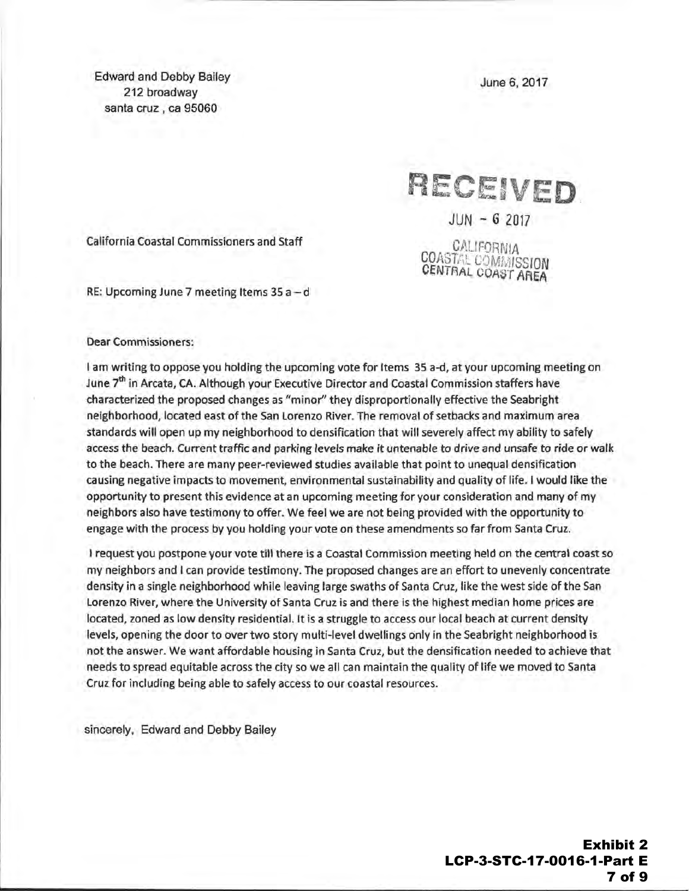Edward and Debby Bailey
212 broadway
santa cruz , ca 95060

June 6, 2017

RECEIVED

JUN - 6 2017

CALIFORNIA
COASTAL COMMISSION
CENTRAL COAST AREA

California Coastal Commissioners and Staff

RE: Upcoming June 7 meeting Items 35 a – d

Dear Commissioners:

I am writing to oppose you holding the upcoming vote for Items 35 a-d, at your upcoming meeting on June 7th in Arcata, CA. Although your Executive Director and Coastal Commission staffers have characterized the proposed changes as "minor" they disproportionally effective the Seabright neighborhood, located east of the San Lorenzo River. The removal of setbacks and maximum area standards will open up my neighborhood to densification that will severely affect my ability to safely access the beach. Current traffic and parking levels make it untenable to drive and unsafe to ride or walk to the beach. There are many peer-reviewed studies available that point to unequal densification causing negative impacts to movement, environmental sustainability and quality of life. I would like the opportunity to present this evidence at an upcoming meeting for your consideration and many of my neighbors also have testimony to offer. We feel we are not being provided with the opportunity to engage with the process by you holding your vote on these amendments so far from Santa Cruz.

I request you postpone your vote till there is a Coastal Commission meeting held on the central coast so my neighbors and I can provide testimony. The proposed changes are an effort to unevenly concentrate density in a single neighborhood while leaving large swaths of Santa Cruz, like the west side of the San Lorenzo River, where the University of Santa Cruz is and there is the highest median home prices are located, zoned as low density residential. It is a struggle to access our local beach at current density levels, opening the door to over two story multi-level dwellings only in the Seabright neighborhood is not the answer. We want affordable housing in Santa Cruz, but the densification needed to achieve that needs to spread equitable across the city so we all can maintain the quality of life we moved to Santa Cruz for including being able to safely access to our coastal resources.

sincerely, Edward and Debby Bailey

**Exhibit 2**
**LCP-3-STC-17-0016-1-Part E**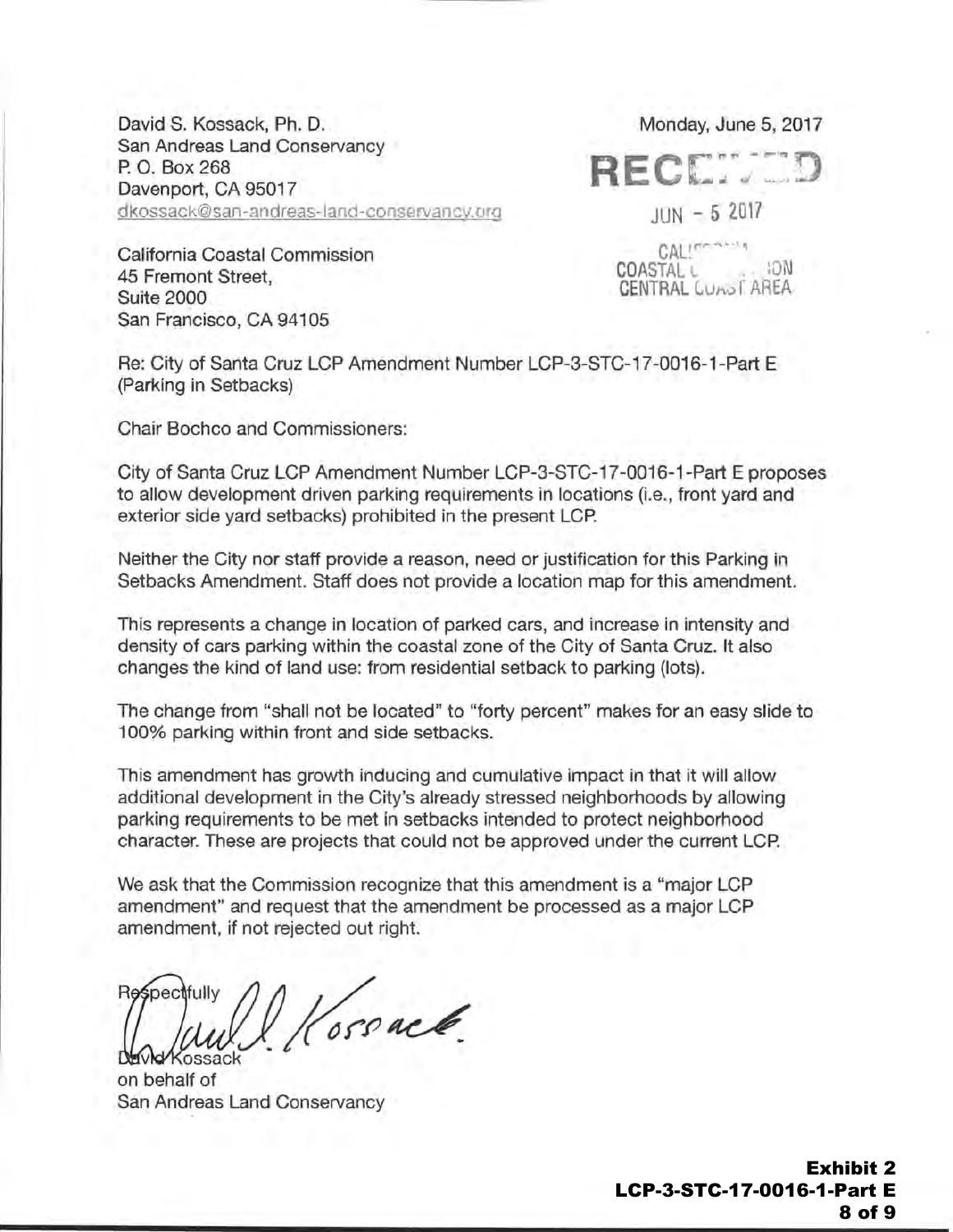David S. Kossack, Ph. D.
San Andreas Land Conservancy
P. O. Box 268
Davenport, CA 95017
dkossack@san-andreas-land-conservancy.org

Monday, June 5, 2017

RECEIVED

JUN - 5 2017

CALIFORNIA
COASTAL COMMISSION
CENTRAL COAST AREA

California Coastal Commission
45 Fremont Street,
Suite 2000
San Francisco, CA 94105

Re: City of Santa Cruz LCP Amendment Number LCP-3-STC-17-0016-1-Part E (Parking in Setbacks)

Chair Bochco and Commissioners:

City of Santa Cruz LCP Amendment Number LCP-3-STC-17-0016-1-Part E proposes to allow development driven parking requirements in locations (i.e., front yard and exterior side yard setbacks) prohibited in the present LCP.

Neither the City nor staff provide a reason, need or justification for this Parking in Setbacks Amendment. Staff does not provide a location map for this amendment.

This represents a change in location of parked cars, and increase in intensity and density of cars parking within the coastal zone of the City of Santa Cruz. It also changes the kind of land use: from residential setback to parking (lots).

The change from "shall not be located" to "forty percent" makes for an easy slide to 100% parking within front and side setbacks.

This amendment has growth inducing and cumulative impact in that it will allow additional development in the City's already stressed neighborhoods by allowing parking requirements to be met in setbacks intended to protect neighborhood character. These are projects that could not be approved under the current LCP.

We ask that the Commission recognize that this amendment is a "major LCP amendment" and request that the amendment be processed as a major LCP amendment, if not rejected out right.

Respectfully

David Kossack

David Kossack
on behalf of
San Andreas Land Conservancy

**Exhibit 2**
**LCP-3-STC-17-0016-1-Part E**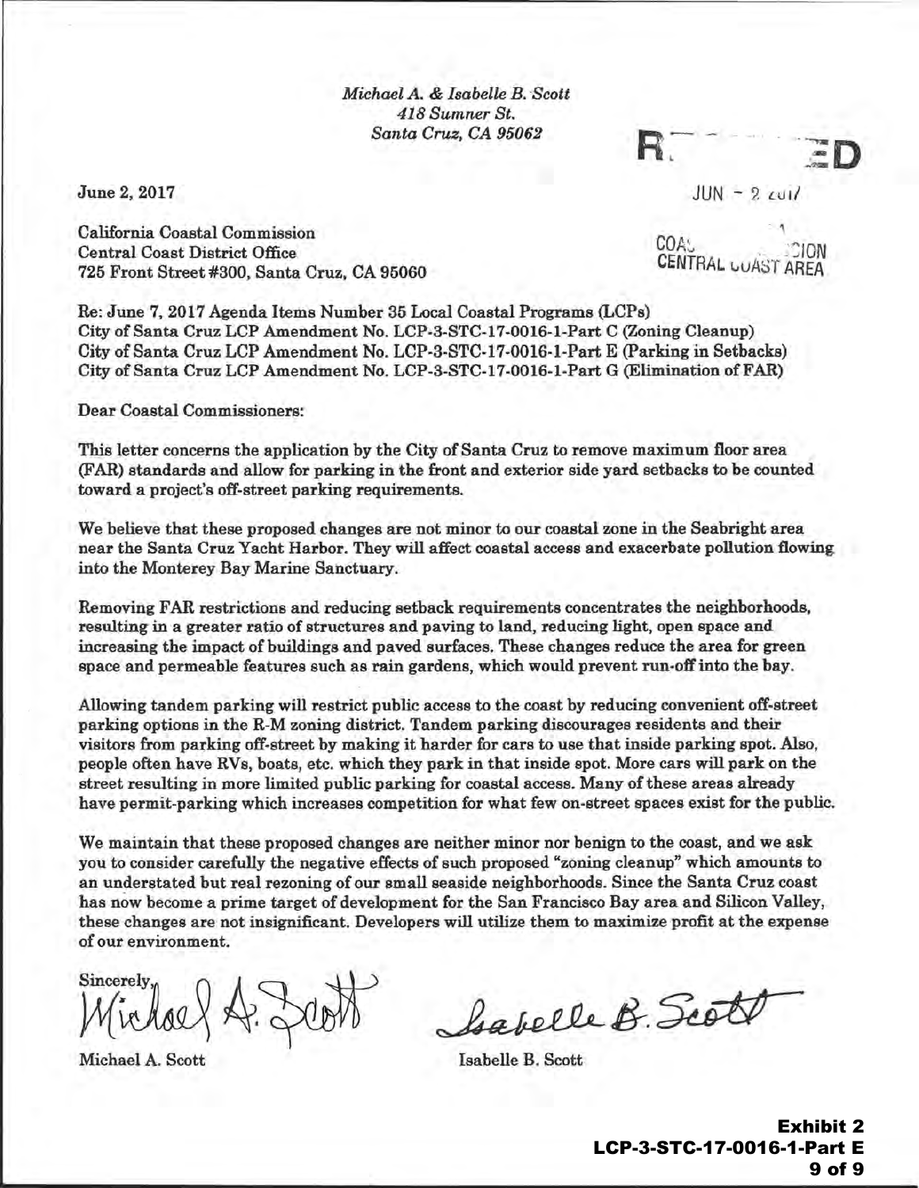*Michael A. & Isabelle B. Scott*
*418 Sumner St.*
*Santa Cruz, CA 95062*

RECEIVED
JUN - 2 2017
COASTAL COMMISSION
CENTRAL COAST AREA

June 2, 2017

California Coastal Commission
Central Coast District Office
725 Front Street #300, Santa Cruz, CA 95060

Re: June 7, 2017 Agenda Items Number 35 Local Coastal Programs (LCPs)
City of Santa Cruz LCP Amendment No. LCP-3-STC-17-0016-1-Part C (Zoning Cleanup)
City of Santa Cruz LCP Amendment No. LCP-3-STC-17-0016-1-Part E (Parking in Setbacks)
City of Santa Cruz LCP Amendment No. LCP-3-STC-17-0016-1-Part G (Elimination of FAR)

Dear Coastal Commissioners:

This letter concerns the application by the City of Santa Cruz to remove maximum floor area (FAR) standards and allow for parking in the front and exterior side yard setbacks to be counted toward a project's off-street parking requirements.

We believe that these proposed changes are not minor to our coastal zone in the Seabright area near the Santa Cruz Yacht Harbor. They will affect coastal access and exacerbate pollution flowing into the Monterey Bay Marine Sanctuary.

Removing FAR restrictions and reducing setback requirements concentrates the neighborhoods, resulting in a greater ratio of structures and paving to land, reducing light, open space and increasing the impact of buildings and paved surfaces. These changes reduce the area for green space and permeable features such as rain gardens, which would prevent run-off into the bay.

Allowing tandem parking will restrict public access to the coast by reducing convenient off-street parking options in the R-M zoning district. Tandem parking discourages residents and their visitors from parking off-street by making it harder for cars to use that inside parking spot. Also, people often have RVs, boats, etc. which they park in that inside spot. More cars will park on the street resulting in more limited public parking for coastal access. Many of these areas already have permit-parking which increases competition for what few on-street spaces exist for the public.

We maintain that these proposed changes are neither minor nor benign to the coast, and we ask you to consider carefully the negative effects of such proposed "zoning cleanup" which amounts to an understated but real rezoning of our small seaside neighborhoods. Since the Santa Cruz coast has now become a prime target of development for the San Francisco Bay area and Silicon Valley, these changes are not insignificant. Developers will utilize them to maximize profit at the expense of our environment.

Sincerely,

*Michael A. Scott* — Michael A. Scott

*Isabelle B. Scott* — Isabelle B. Scott

**Exhibit 2**
**LCP-3-STC-17-0016-1-Part E**